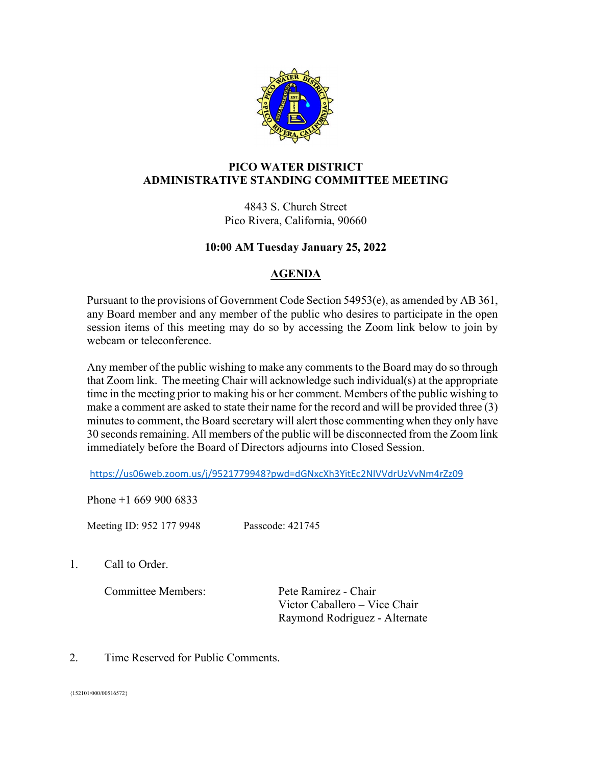# PICO WATER DISTRICT
# ADMINISTRATIVE STANDING COMMITTEE MEETING

4843 S. Church Street
Pico Rivera, California, 90660

**10:00 AM Tuesday January 25, 2022**

## AGENDA

Pursuant to the provisions of Government Code Section 54953(e), as amended by AB 361, any Board member and any member of the public who desires to participate in the open session items of this meeting may do so by accessing the Zoom link below to join by webcam or teleconference.

Any member of the public wishing to make any comments to the Board may do so through that Zoom link. The meeting Chair will acknowledge such individual(s) at the appropriate time in the meeting prior to making his or her comment. Members of the public wishing to make a comment are asked to state their name for the record and will be provided three (3) minutes to comment, the Board secretary will alert those commenting when they only have 30 seconds remaining. All members of the public will be disconnected from the Zoom link immediately before the Board of Directors adjourns into Closed Session.

https://us06web.zoom.us/j/9521779948?pwd=dGNxcXh3YitEc2NIVVdrUzVvNm4rZz09

Phone +1 669 900 6833

Meeting ID: 952 177 9948 Passcode: 421745

1. Call to Order.

   Committee Members:
   Pete Ramirez - Chair
   Victor Caballero – Vice Chair
   Raymond Rodriguez - Alternate

2. Time Reserved for Public Comments.

{152101/000/00516572}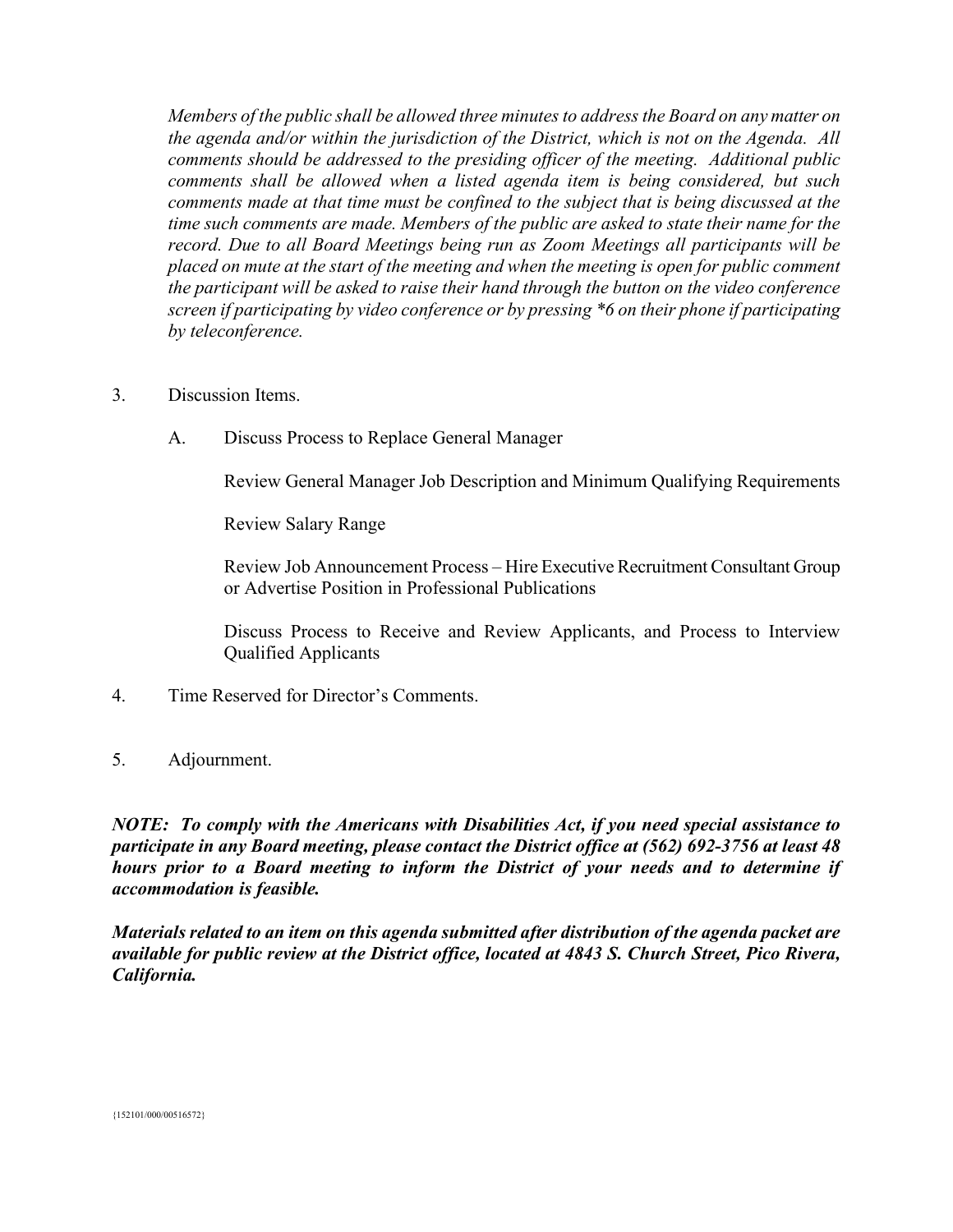*Members of the public shall be allowed three minutes to address the Board on any matter on the agenda and/or within the jurisdiction of the District, which is not on the Agenda. All comments should be addressed to the presiding officer of the meeting. Additional public comments shall be allowed when a listed agenda item is being considered, but such comments made at that time must be confined to the subject that is being discussed at the time such comments are made. Members of the public are asked to state their name for the record. Due to all Board Meetings being run as Zoom Meetings all participants will be placed on mute at the start of the meeting and when the meeting is open for public comment the participant will be asked to raise their hand through the button on the video conference screen if participating by video conference or by pressing *6 on their phone if participating by teleconference.*

3. Discussion Items.

   A. Discuss Process to Replace General Manager

      Review General Manager Job Description and Minimum Qualifying Requirements

      Review Salary Range

      Review Job Announcement Process – Hire Executive Recruitment Consultant Group or Advertise Position in Professional Publications

      Discuss Process to Receive and Review Applicants, and Process to Interview Qualified Applicants

4. Time Reserved for Director's Comments.

5. Adjournment.

***NOTE: To comply with the Americans with Disabilities Act, if you need special assistance to participate in any Board meeting, please contact the District office at (562) 692-3756 at least 48 hours prior to a Board meeting to inform the District of your needs and to determine if accommodation is feasible.***

***Materials related to an item on this agenda submitted after distribution of the agenda packet are available for public review at the District office, located at 4843 S. Church Street, Pico Rivera, California.***

{152101/000/00516572}